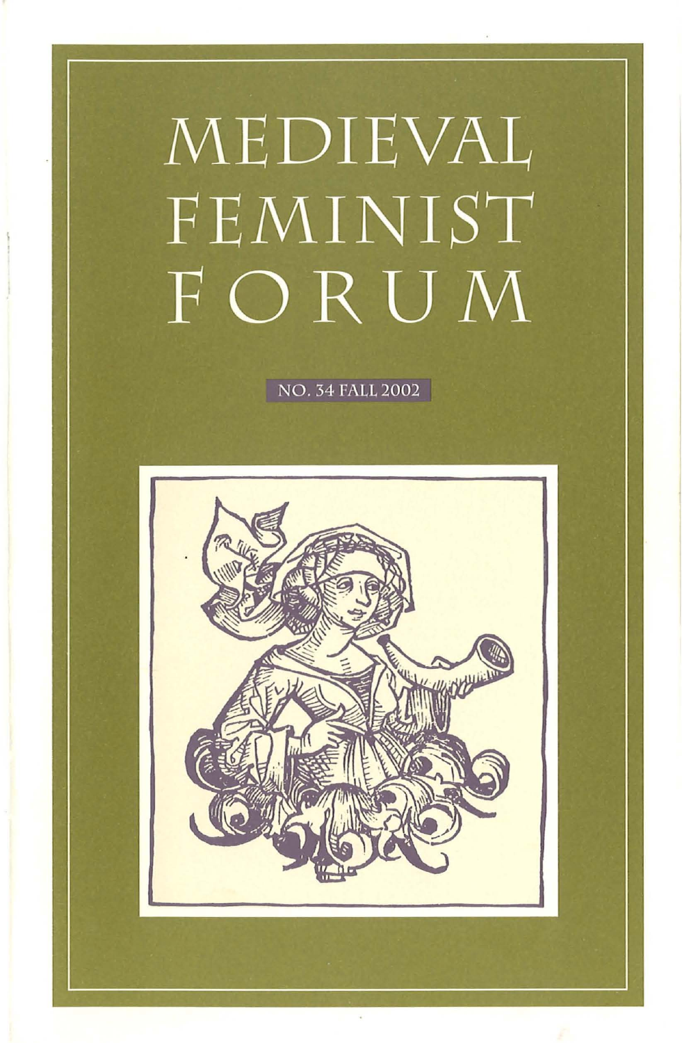# MEDIEVAL FEMINIST FORUM

NO. 34 FALL 2002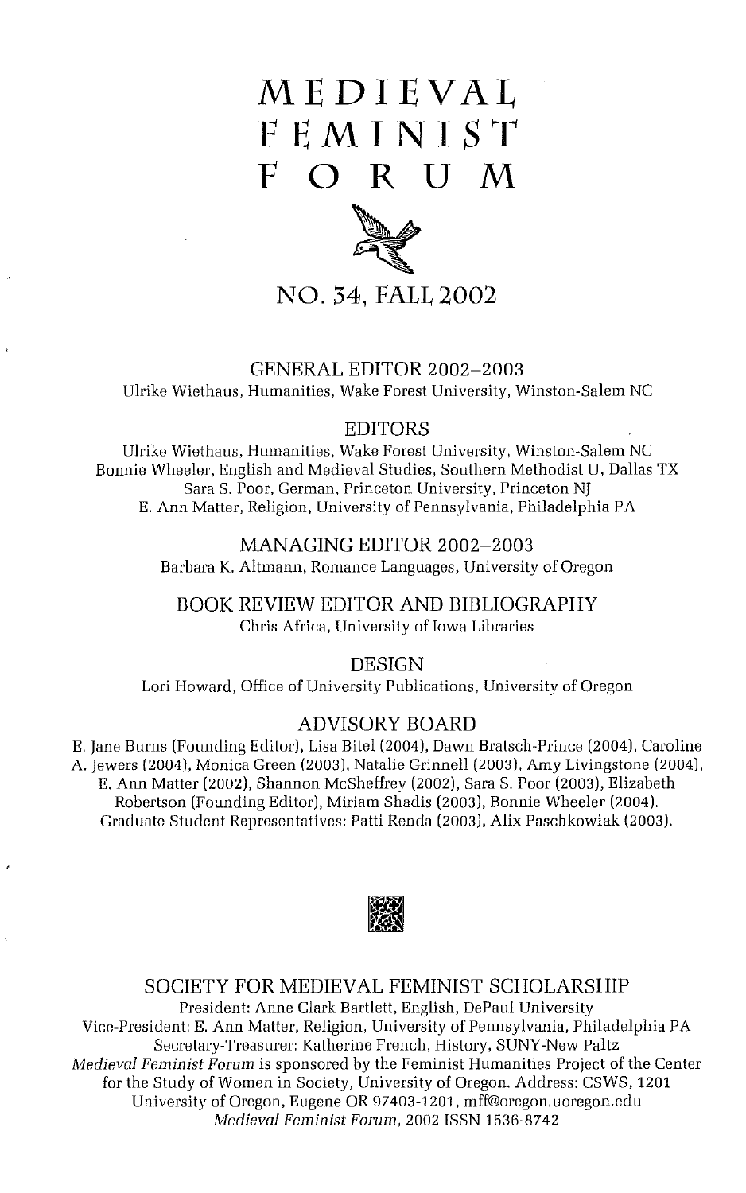# MEDIEVAL FEMINIST FORUM

## NO. 34, FALL 2002

### GENERAL EDITOR 2002–2003

Ulrike Wiethaus, Humanities, Wake Forest University, Winston-Salem NC

### EDITORS

Ulrike Wiethaus, Humanities, Wake Forest University, Winston-Salem NC
Bonnie Wheeler, English and Medieval Studies, Southern Methodist U, Dallas TX
Sara S. Poor, German, Princeton University, Princeton NJ
E. Ann Matter, Religion, University of Pennsylvania, Philadelphia PA

### MANAGING EDITOR 2002–2003

Barbara K. Altmann, Romance Languages, University of Oregon

### BOOK REVIEW EDITOR AND BIBLIOGRAPHY

Chris Africa, University of Iowa Libraries

### DESIGN

Lori Howard, Office of University Publications, University of Oregon

### ADVISORY BOARD

E. Jane Burns (Founding Editor), Lisa Bitel (2004), Dawn Bratsch-Prince (2004), Caroline A. Jewers (2004), Monica Green (2003), Natalie Grinnell (2003), Amy Livingstone (2004), E. Ann Matter (2002), Shannon McSheffrey (2002), Sara S. Poor (2003), Elizabeth Robertson (Founding Editor), Miriam Shadis (2003), Bonnie Wheeler (2004).
Graduate Student Representatives: Patti Renda (2003), Alix Paschkowiak (2003).

### SOCIETY FOR MEDIEVAL FEMINIST SCHOLARSHIP

President: Anne Clark Bartlett, English, DePaul University
Vice-President: E. Ann Matter, Religion, University of Pennsylvania, Philadelphia PA
Secretary-Treasurer: Katherine French, History, SUNY-New Paltz
*Medieval Feminist Forum* is sponsored by the Feminist Humanities Project of the Center for the Study of Women in Society, University of Oregon. Address: CSWS, 1201 University of Oregon, Eugene OR 97403-1201, mff@oregon.uoregon.edu
*Medieval Feminist Forum*, 2002 ISSN 1536-8742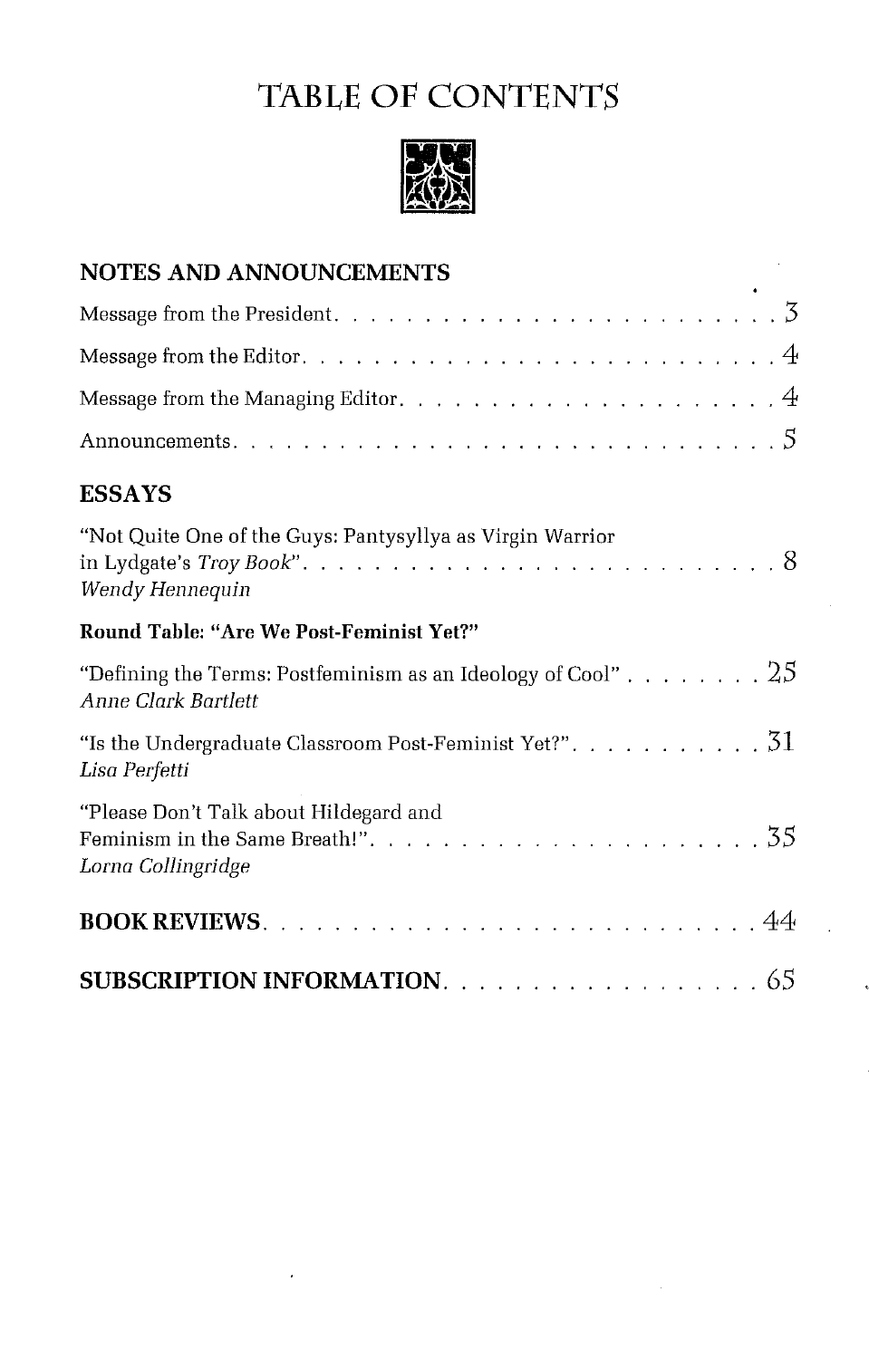# TABLE OF CONTENTS

## NOTES AND ANNOUNCEMENTS

Message from the President . . . . . . . . . . . . . . . . . . . . . . . . 3

Message from the Editor . . . . . . . . . . . . . . . . . . . . . . . . . . 4

Message from the Managing Editor . . . . . . . . . . . . . . . . . . . . 4

Announcements . . . . . . . . . . . . . . . . . . . . . . . . . . . . . . 5

## ESSAYS

"Not Quite One of the Guys: Pantysyllya as Virgin Warrior in Lydgate's *Troy Book*" . . . . . . . . . . . . . . . . . . . . . . . . . . 8
*Wendy Hennequin*

**Round Table: "Are We Post-Feminist Yet?"**

"Defining the Terms: Postfeminism as an Ideology of Cool" . . . . . . . . 25
*Anne Clark Bartlett*

"Is the Undergraduate Classroom Post-Feminist Yet?" . . . . . . . . . . . 31
*Lisa Perfetti*

"Please Don't Talk about Hildegard and Feminism in the Same Breath!" . . . . . . . . . . . . . . . . . . . . . . 35
*Lorna Collingridge*

## BOOK REVIEWS . . . . . . . . . . . . . . . . . . . . . . . . . . 44

## SUBSCRIPTION INFORMATION . . . . . . . . . . . . . . . . . . 65